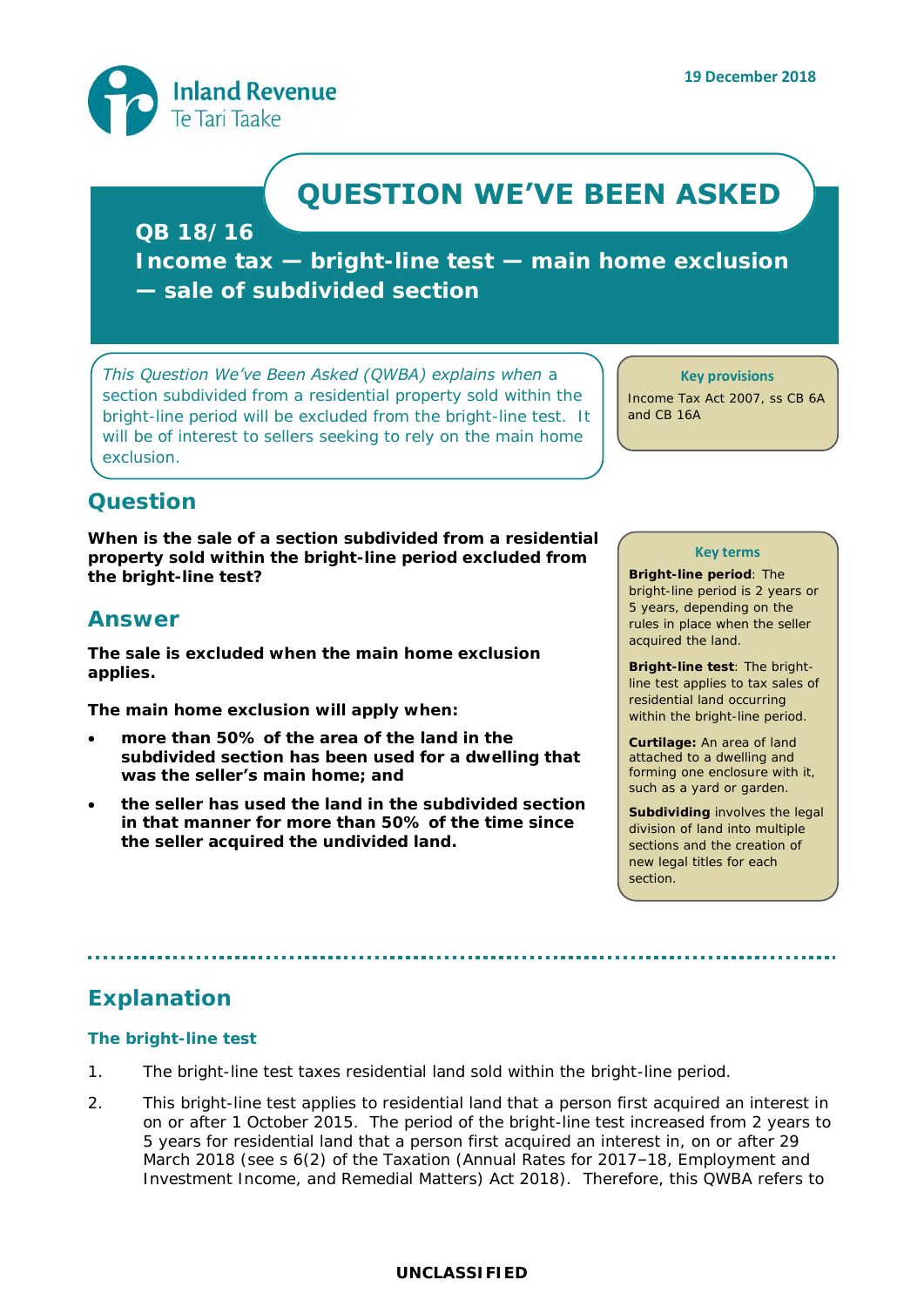19 December 2018

# QUESTION WE'VE BEEN ASKED

## QB 18/16

## Income tax — bright-line test — main home exclusion — sale of subdivided section

*This Question We've Been Asked (QWBA) explains when* a section subdivided from a residential property sold within the bright-line period will be excluded from the bright-line test. It will be of interest to sellers seeking to rely on the main home exclusion.

**Key provisions**

Income Tax Act 2007, ss CB 6A and CB 16A

## Question

**When is the sale of a section subdivided from a residential property sold within the bright-line period excluded from the bright-line test?**

## Answer

**The sale is excluded when the main home exclusion applies.**

**The main home exclusion will apply when:**

- **more than 50% of the area of the land in the subdivided section has been used for a dwelling that was the seller's main home; and**
- **the seller has used the land in the subdivided section in that manner for more than 50% of the time since the seller acquired the undivided land.**

**Key terms**

**Bright-line period**: The bright-line period is 2 years or 5 years, depending on the rules in place when the seller acquired the land.

**Bright-line test**: The bright-line test applies to tax sales of residential land occurring within the bright-line period.

**Curtilage:** An area of land attached to a dwelling and forming one enclosure with it, such as a yard or garden.

**Subdividing** involves the legal division of land into multiple sections and the creation of new legal titles for each section.

## Explanation

### The bright-line test

1. The bright-line test taxes residential land sold within the bright-line period.
2. This bright-line test applies to residential land that a person first acquired an interest in on or after 1 October 2015. The period of the bright-line test increased from 2 years to 5 years for residential land that a person first acquired an interest in, on or after 29 March 2018 (see s 6(2) of the Taxation (Annual Rates for 2017–18, Employment and Investment Income, and Remedial Matters) Act 2018). Therefore, this QWBA refers to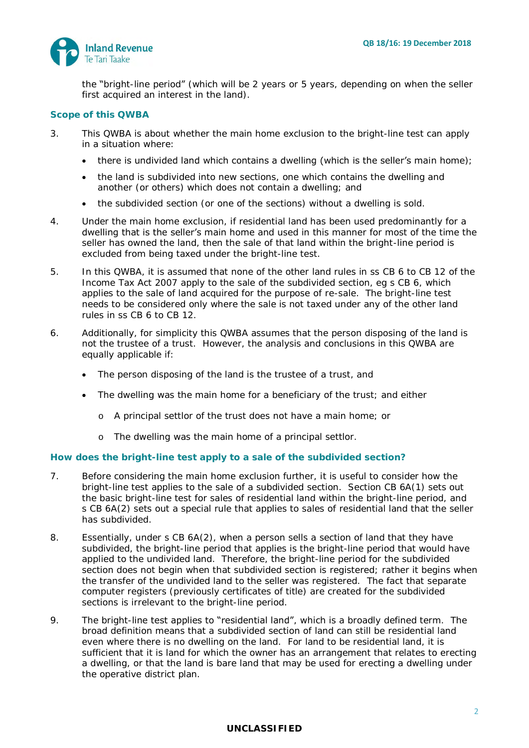the "bright-line period" (which will be 2 years or 5 years, depending on when the seller first acquired an interest in the land).

## Scope of this QWBA

3. This QWBA is about whether the main home exclusion to the bright-line test can apply in a situation where:

   - there is undivided land which contains a dwelling (which is the seller's main home);
   - the land is subdivided into new sections, one which contains the dwelling and another (or others) which does not contain a dwelling; and
   - the subdivided section (or one of the sections) without a dwelling is sold.

4. Under the main home exclusion, if residential land has been used predominantly for a dwelling that is the seller's main home and used in this manner for most of the time the seller has owned the land, then the sale of that land within the bright-line period is excluded from being taxed under the bright-line test.

5. In this QWBA, it is assumed that none of the other land rules in ss CB 6 to CB 12 of the Income Tax Act 2007 apply to the sale of the subdivided section, eg s CB 6, which applies to the sale of land acquired for the purpose of re-sale. The bright-line test needs to be considered only where the sale is not taxed under any of the other land rules in ss CB 6 to CB 12.

6. Additionally, for simplicity this QWBA assumes that the person disposing of the land is not the trustee of a trust. However, the analysis and conclusions in this QWBA are equally applicable if:

   - The person disposing of the land is the trustee of a trust, and
   - The dwelling was the main home for a beneficiary of the trust; and either
     - A principal settlor of the trust does not have a main home; or
     - The dwelling was the main home of a principal settlor.

## How does the bright-line test apply to a sale of the subdivided section?

7. Before considering the main home exclusion further, it is useful to consider how the bright-line test applies to the sale of a subdivided section. Section CB 6A(1) sets out the basic bright-line test for sales of residential land within the bright-line period, and s CB 6A(2) sets out a special rule that applies to sales of residential land that the seller has subdivided.

8. Essentially, under s CB 6A(2), when a person sells a section of land that they have subdivided, the bright-line period that applies is the bright-line period that would have applied to the undivided land. Therefore, the bright-line period for the subdivided section does not begin when that subdivided section is registered; rather it begins when the transfer of the undivided land to the seller was registered. The fact that separate computer registers (previously certificates of title) are created for the subdivided sections is irrelevant to the bright-line period.

9. The bright-line test applies to "residential land", which is a broadly defined term. The broad definition means that a subdivided section of land can still be residential land even where there is no dwelling on the land. For land to be residential land, it is sufficient that it is land for which the owner has an arrangement that relates to erecting a dwelling, or that the land is bare land that may be used for erecting a dwelling under the operative district plan.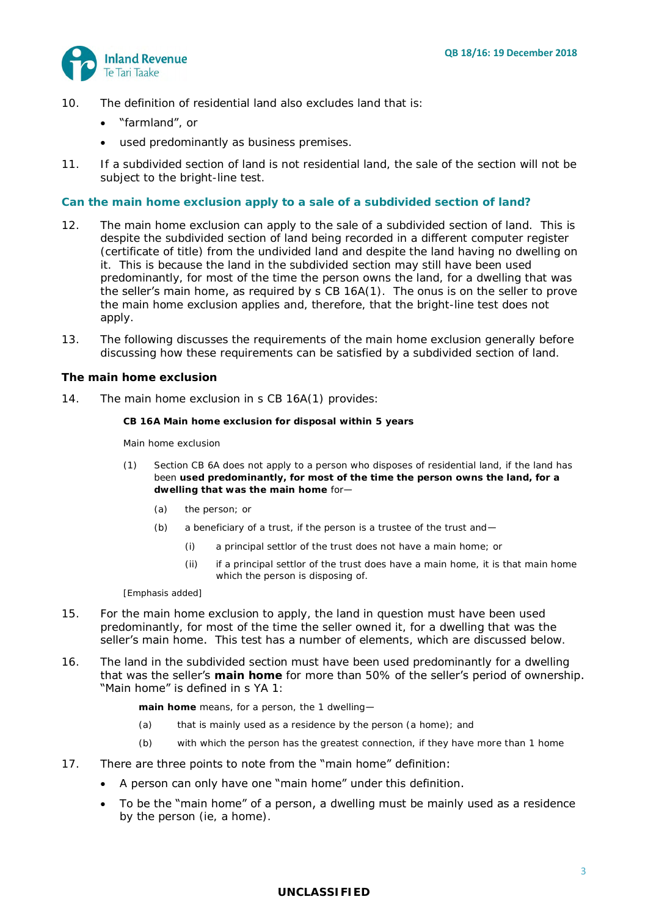10. The definition of residential land also excludes land that is:
    - “farmland”, or
    - used predominantly as business premises.

11. If a subdivided section of land is not residential land, the sale of the section will not be subject to the bright-line test.

## Can the main home exclusion apply to a sale of a subdivided section of land?

12. The main home exclusion can apply to the sale of a subdivided section of land. This is despite the subdivided section of land being recorded in a different computer register (certificate of title) from the undivided land and despite the land having no dwelling on it. This is because the land in the subdivided section may still have been used predominantly, for most of the time the person owns the land, for a dwelling that was the seller’s main home, as required by s CB 16A(1). The onus is on the seller to prove the main home exclusion applies and, therefore, that the bright-line test does not apply.

13. The following discusses the requirements of the main home exclusion generally before discussing how these requirements can be satisfied by a subdivided section of land.

### The main home exclusion

14. The main home exclusion in s CB 16A(1) provides:

> **CB 16A Main home exclusion for disposal within 5 years**
>
> Main home exclusion
>
> (1) Section CB 6A does not apply to a person who disposes of residential land, if the land has been **used predominantly, for most of the time the person owns the land, for a dwelling that was the main home** for—
>
> (a) the person; or
>
> (b) a beneficiary of a trust, if the person is a trustee of the trust and—
>
> (i) a principal settlor of the trust does not have a main home; or
>
> (ii) if a principal settlor of the trust does have a main home, it is that main home which the person is disposing of.
>
> [Emphasis added]

15. For the main home exclusion to apply, the land in question must have been used predominantly, for most of the time the seller owned it, for a dwelling that was the seller’s main home. This test has a number of elements, which are discussed below.

16. The land in the subdivided section must have been used predominantly for a dwelling that was the seller’s **main home** for more than 50% of the seller’s period of ownership. “Main home” is defined in s YA 1:

> **main home** means, for a person, the 1 dwelling—
>
> (a) that is mainly used as a residence by the person (a home); and
>
> (b) with which the person has the greatest connection, if they have more than 1 home

17. There are three points to note from the “main home” definition:
    - A person can only have one “main home” under this definition.
    - To be the “main home” of a person, a dwelling must be mainly used as a residence by the person (ie, a home).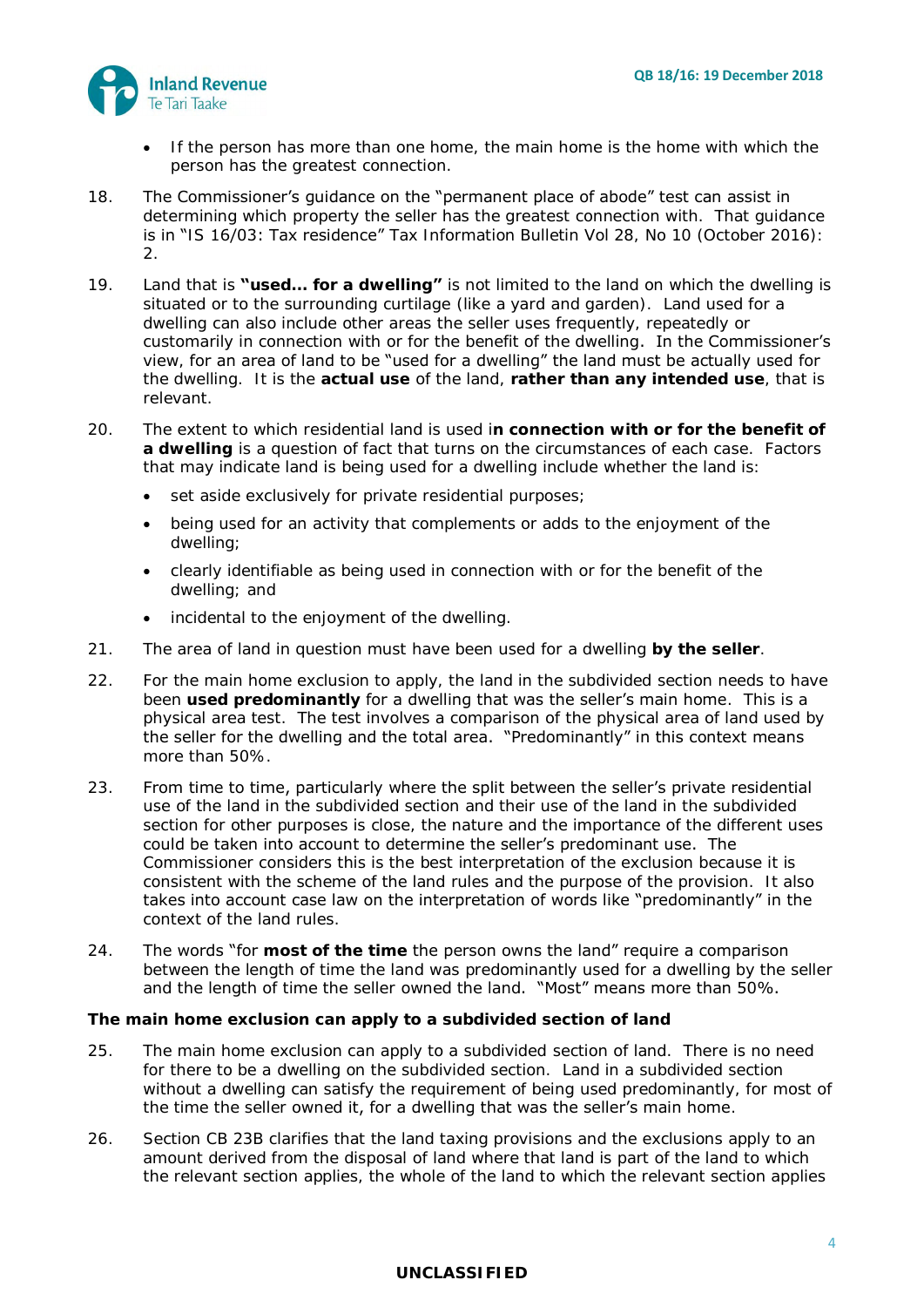- If the person has more than one home, the main home is the home with which the person has the greatest connection.

18. The Commissioner's guidance on the "permanent place of abode" test can assist in determining which property the seller has the greatest connection with. That guidance is in "IS 16/03: Tax residence" Tax Information Bulletin Vol 28, No 10 (October 2016): 2.

19. Land that is **"used… for a dwelling"** is not limited to the land on which the dwelling is situated or to the surrounding curtilage (like a yard and garden). Land used for a dwelling can also include other areas the seller uses frequently, repeatedly or customarily in connection with or for the benefit of the dwelling. In the Commissioner's view, for an area of land to be "used for a dwelling" the land must be actually used for the dwelling. It is the **actual use** of the land, **rather than any intended use**, that is relevant.

20. The extent to which residential land is used i**n connection with or for the benefit of a dwelling** is a question of fact that turns on the circumstances of each case. Factors that may indicate land is being used for a dwelling include whether the land is:

    - set aside exclusively for private residential purposes;
    - being used for an activity that complements or adds to the enjoyment of the dwelling;
    - clearly identifiable as being used in connection with or for the benefit of the dwelling; and
    - incidental to the enjoyment of the dwelling.

21. The area of land in question must have been used for a dwelling **by the seller**.

22. For the main home exclusion to apply, the land in the subdivided section needs to have been **used predominantly** for a dwelling that was the seller's main home. This is a physical area test. The test involves a comparison of the physical area of land used by the seller for the dwelling and the total area. "Predominantly" in this context means more than 50%.

23. From time to time, particularly where the split between the seller's private residential use of the land in the subdivided section and their use of the land in the subdivided section for other purposes is close, the nature and the importance of the different uses could be taken into account to determine the seller's predominant use. The Commissioner considers this is the best interpretation of the exclusion because it is consistent with the scheme of the land rules and the purpose of the provision. It also takes into account case law on the interpretation of words like "predominantly" in the context of the land rules.

24. The words "for **most of the time** the person owns the land" require a comparison between the length of time the land was predominantly used for a dwelling by the seller and the length of time the seller owned the land. "Most" means more than 50%.

### The main home exclusion can apply to a subdivided section of land

25. The main home exclusion can apply to a subdivided section of land. There is no need for there to be a dwelling on the subdivided section. Land in a subdivided section without a dwelling can satisfy the requirement of being used predominantly, for most of the time the seller owned it, for a dwelling that was the seller's main home.

26. Section CB 23B clarifies that the land taxing provisions and the exclusions apply to an amount derived from the disposal of land where that land is part of the land to which the relevant section applies, the whole of the land to which the relevant section applies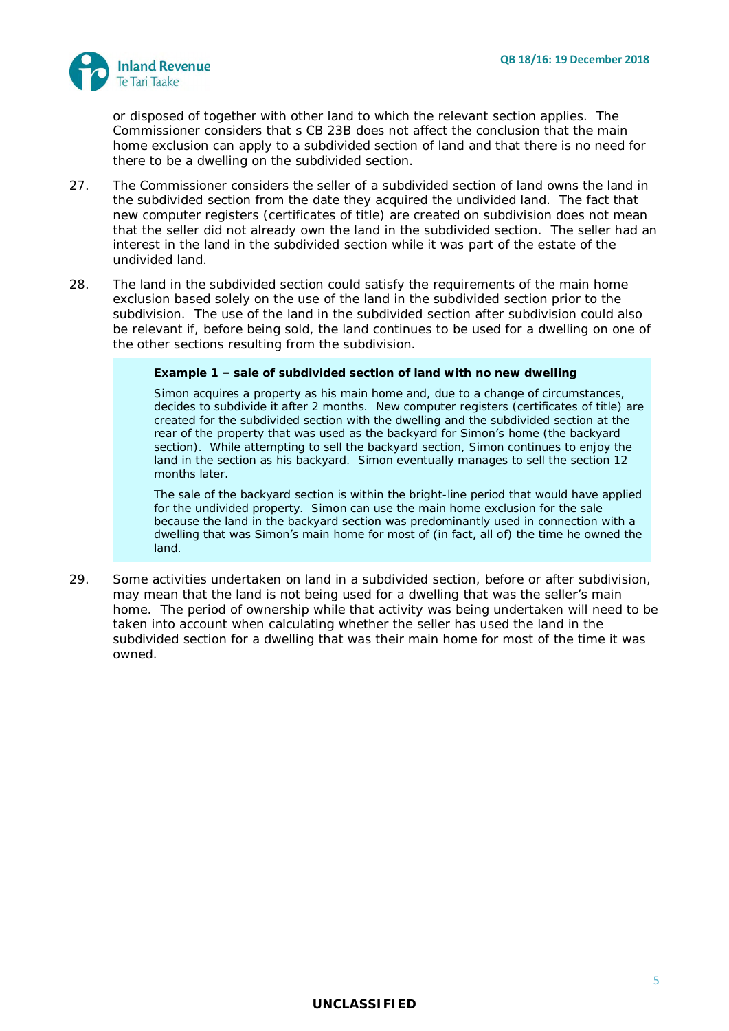or disposed of together with other land to which the relevant section applies. The Commissioner considers that s CB 23B does not affect the conclusion that the main home exclusion can apply to a subdivided section of land and that there is no need for there to be a dwelling on the subdivided section.

27. The Commissioner considers the seller of a subdivided section of land owns the land in the subdivided section from the date they acquired the undivided land. The fact that new computer registers (certificates of title) are created on subdivision does not mean that the seller did not already own the land in the subdivided section. The seller had an interest in the land in the subdivided section while it was part of the estate of the undivided land.

28. The land in the subdivided section could satisfy the requirements of the main home exclusion based solely on the use of the land in the subdivided section prior to the subdivision. The use of the land in the subdivided section after subdivision could also be relevant if, before being sold, the land continues to be used for a dwelling on one of the other sections resulting from the subdivision.

> **Example 1 – sale of subdivided section of land with no new dwelling**
>
> Simon acquires a property as his main home and, due to a change of circumstances, decides to subdivide it after 2 months. New computer registers (certificates of title) are created for the subdivided section with the dwelling and the subdivided section at the rear of the property that was used as the backyard for Simon's home (the backyard section). While attempting to sell the backyard section, Simon continues to enjoy the land in the section as his backyard. Simon eventually manages to sell the section 12 months later.
>
> The sale of the backyard section is within the bright-line period that would have applied for the undivided property. Simon can use the main home exclusion for the sale because the land in the backyard section was predominantly used in connection with a dwelling that was Simon's main home for most of (in fact, all of) the time he owned the land.

29. Some activities undertaken on land in a subdivided section, before or after subdivision, may mean that the land is not being used for a dwelling that was the seller's main home. The period of ownership while that activity was being undertaken will need to be taken into account when calculating whether the seller has used the land in the subdivided section for a dwelling that was their main home for most of the time it was owned.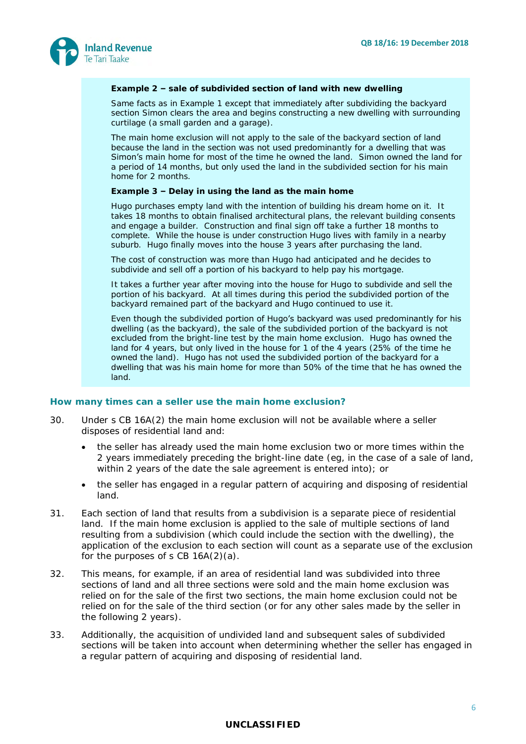**Example 2 – sale of subdivided section of land with new dwelling**

Same facts as in Example 1 except that immediately after subdividing the backyard section Simon clears the area and begins constructing a new dwelling with surrounding curtilage (a small garden and a garage).

The main home exclusion will not apply to the sale of the backyard section of land because the land in the section was not used predominantly for a dwelling that was Simon's main home for most of the time he owned the land. Simon owned the land for a period of 14 months, but only used the land in the subdivided section for his main home for 2 months.

**Example 3 – Delay in using the land as the main home**

Hugo purchases empty land with the intention of building his dream home on it. It takes 18 months to obtain finalised architectural plans, the relevant building consents and engage a builder. Construction and final sign off take a further 18 months to complete. While the house is under construction Hugo lives with family in a nearby suburb. Hugo finally moves into the house 3 years after purchasing the land.

The cost of construction was more than Hugo had anticipated and he decides to subdivide and sell off a portion of his backyard to help pay his mortgage.

It takes a further year after moving into the house for Hugo to subdivide and sell the portion of his backyard. At all times during this period the subdivided portion of the backyard remained part of the backyard and Hugo continued to use it.

Even though the subdivided portion of Hugo's backyard was used predominantly for his dwelling (as the backyard), the sale of the subdivided portion of the backyard is not excluded from the bright-line test by the main home exclusion. Hugo has owned the land for 4 years, but only lived in the house for 1 of the 4 years (25% of the time he owned the land). Hugo has not used the subdivided portion of the backyard for a dwelling that was his main home for more than 50% of the time that he has owned the land.

## How many times can a seller use the main home exclusion?

30. Under s CB 16A(2) the main home exclusion will not be available where a seller disposes of residential land and:

    - the seller has already used the main home exclusion two or more times within the 2 years immediately preceding the bright-line date (eg, in the case of a sale of land, within 2 years of the date the sale agreement is entered into); or
    - the seller has engaged in a regular pattern of acquiring and disposing of residential land.

31. Each section of land that results from a subdivision is a separate piece of residential land. If the main home exclusion is applied to the sale of multiple sections of land resulting from a subdivision (which could include the section with the dwelling), the application of the exclusion to each section will count as a separate use of the exclusion for the purposes of s CB 16A(2)(a).

32. This means, for example, if an area of residential land was subdivided into three sections of land and all three sections were sold and the main home exclusion was relied on for the sale of the first two sections, the main home exclusion could not be relied on for the sale of the third section (or for any other sales made by the seller in the following 2 years).

33. Additionally, the acquisition of undivided land and subsequent sales of subdivided sections will be taken into account when determining whether the seller has engaged in a regular pattern of acquiring and disposing of residential land.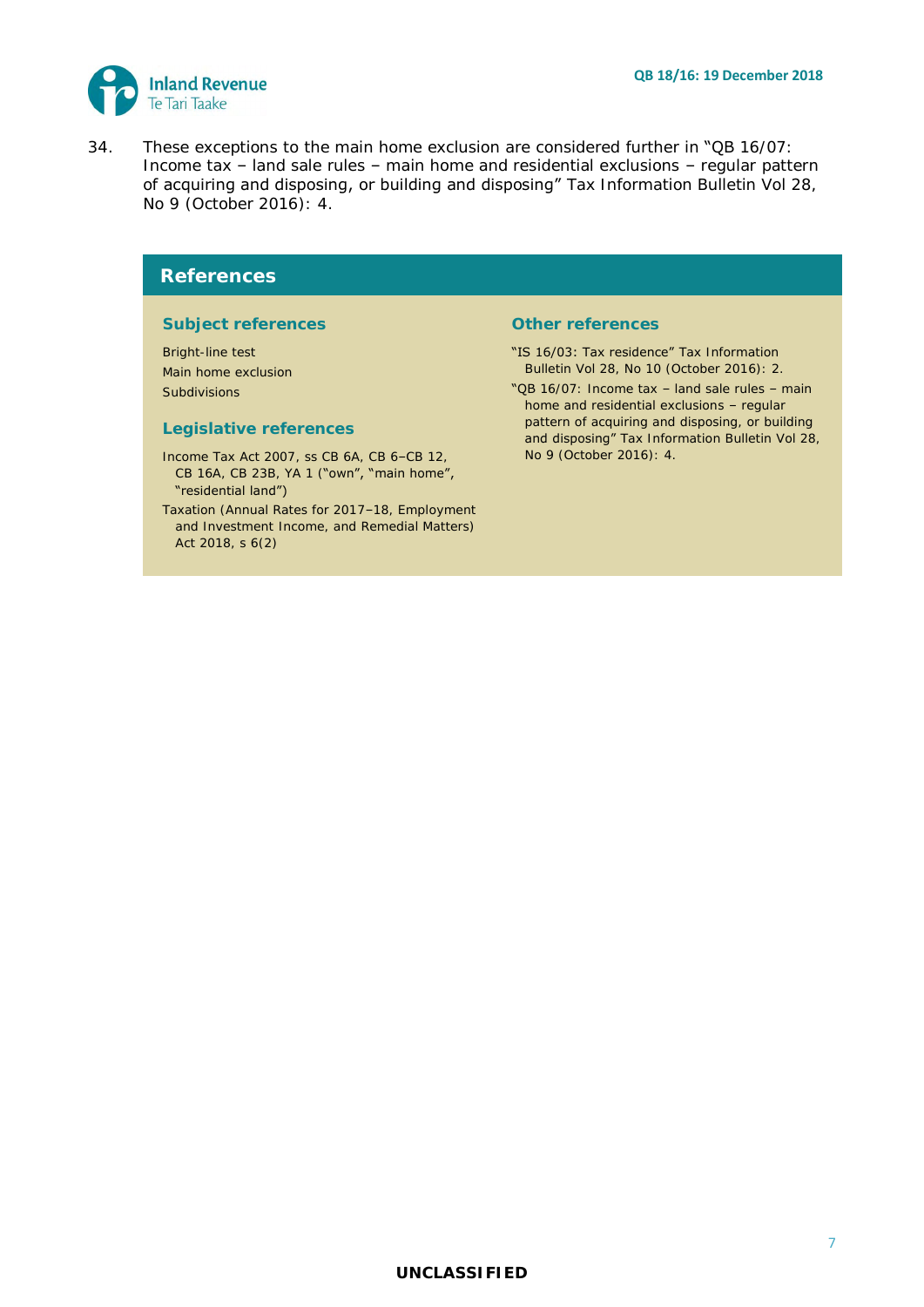34. These exceptions to the main home exclusion are considered further in "QB 16/07: Income tax – land sale rules – main home and residential exclusions – regular pattern of acquiring and disposing, or building and disposing" Tax Information Bulletin Vol 28, No 9 (October 2016): 4.

## References

### Subject references

Bright-line test
Main home exclusion
Subdivisions

### Legislative references

Income Tax Act 2007, ss CB 6A, CB 6–CB 12, CB 16A, CB 23B, YA 1 ("own", "main home", "residential land")

Taxation (Annual Rates for 2017–18, Employment and Investment Income, and Remedial Matters) Act 2018, s 6(2)

### Other references

"IS 16/03: Tax residence" Tax Information Bulletin Vol 28, No 10 (October 2016): 2.

"QB 16/07: Income tax – land sale rules – main home and residential exclusions – regular pattern of acquiring and disposing, or building and disposing" Tax Information Bulletin Vol 28, No 9 (October 2016): 4.